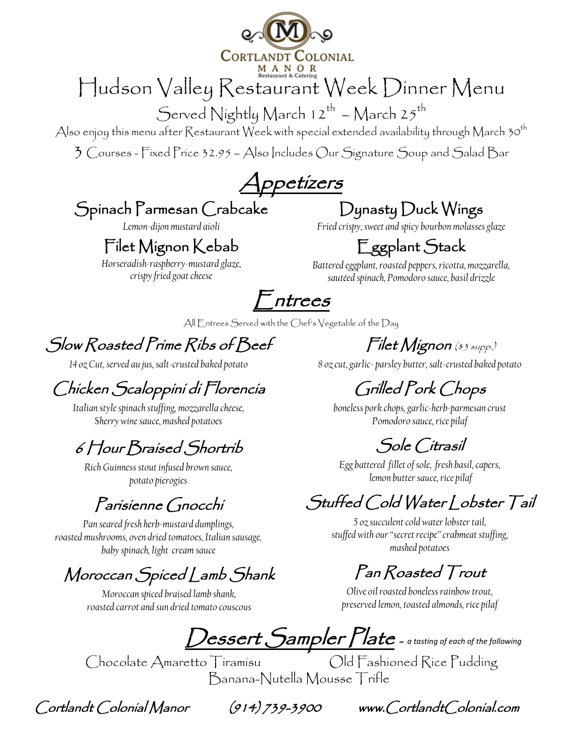CORTLANDT COLONIAL MANOR

Restaurant & Catering

# Hudson Valley Restaurant Week Dinner Menu

Served Nightly March 12th – March 25th

Also enjoy this menu after Restaurant Week with special extended availability through March 30th

3 Courses - Fixed Price 32.95 – Also Includes Our Signature Soup and Salad Bar

## Appetizers

### Spinach Parmesan Crabcake

*Lemon-dijon mustard aioli*

### Filet Mignon Kebab

*Horseradish-raspberry-mustard glaze, crispy fried goat cheese*

### Dynasty Duck Wings

*Fried crispy, sweet and spicy bourbon molasses glaze*

### Eggplant Stack

*Battered eggplant, roasted peppers, ricotta, mozzarella, sautéed spinach, Pomodoro sauce, basil drizzle*

## Entrees

All Entrees Served with the Chef's Vegetable of the Day

### Slow Roasted Prime Ribs of Beef

*14 oz Cut, served au jus, salt-crusted baked potato*

### Chicken Scaloppini di Florencia

*Italian style spinach stuffing, mozzarella cheese, Sherry wine sauce, mashed potatoes*

### 6 Hour Braised Shortrib

*Rich Guinness stout infused brown sauce, potato pierogies*

### Parisienne Gnocchi

*Pan seared fresh herb-mustard dumplings, roasted mushrooms, oven dried tomatoes, Italian sausage, baby spinach, light cream sauce*

### Moroccan Spiced Lamb Shank

*Moroccan spiced braised lamb shank, roasted carrot and sun dried tomato couscous*

### Filet Mignon ($3 supp.)

*8 oz cut, garlic- parsley butter, salt-crusted baked potato*

### Grilled Pork Chops

*boneless pork chops, garlic-herb-parmesan crust Pomodoro sauce, rice pilaf*

### Sole Citrasil

*Egg battered fillet of sole, fresh basil, capers, lemon butter sauce, rice pilaf*

### Stuffed Cold Water Lobster Tail

*5 oz succulent cold water lobster tail, stuffed with our "secret recipe" crabmeat stuffing, mashed potatoes*

### Pan Roasted Trout

*Olive oil roasted boneless rainbow trout, preserved lemon, toasted almonds, rice pilaf*

## Dessert Sampler Plate ~ *a tasting of each of the following*

Chocolate Amaretto Tiramisu

Old Fashioned Rice Pudding

Banana-Nutella Mousse Trifle

Cortlandt Colonial Manor (914) 739-3900 www.CortlandtColonial.com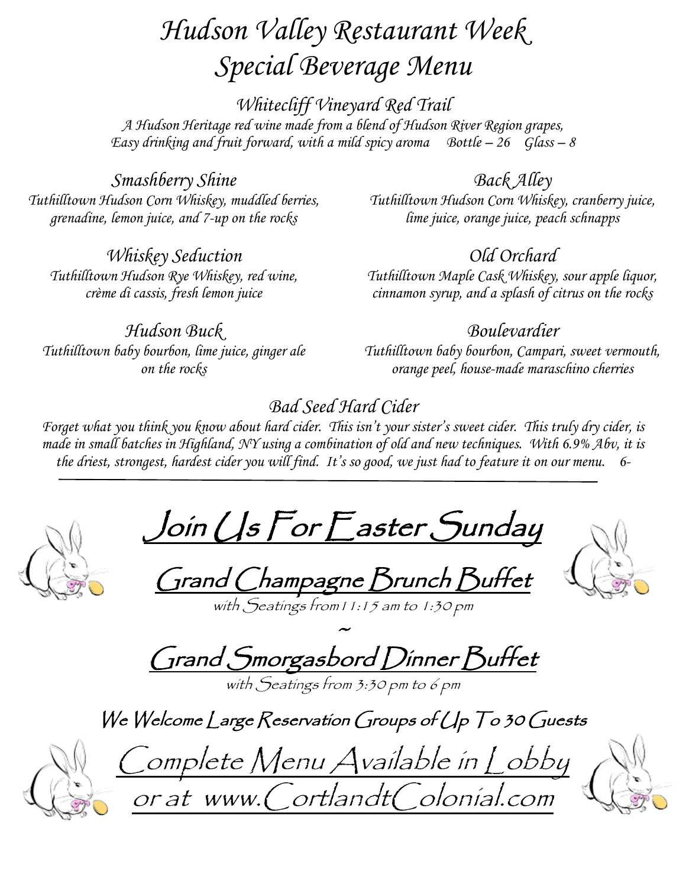# Hudson Valley Restaurant Week
# Special Beverage Menu

### Whitecliff Vineyard Red Trail

*A Hudson Heritage red wine made from a blend of Hudson River Region grapes, Easy drinking and fruit forward, with a mild spicy aroma Bottle – 26 Glass – 8*

### Smashberry Shine

*Tuthilltown Hudson Corn Whiskey, muddled berries, grenadine, lemon juice, and 7-up on the rocks*

### Whiskey Seduction

*Tuthilltown Hudson Rye Whiskey, red wine, crème di cassis, fresh lemon juice*

### Hudson Buck

*Tuthilltown baby bourbon, lime juice, ginger ale on the rocks*

### Back Alley

*Tuthilltown Hudson Corn Whiskey, cranberry juice, lime juice, orange juice, peach schnapps*

### Old Orchard

*Tuthilltown Maple Cask Whiskey, sour apple liquor, cinnamon syrup, and a splash of citrus on the rocks*

### Boulevardier

*Tuthilltown baby bourbon, Campari, sweet vermouth, orange peel, house-made maraschino cherries*

### Bad Seed Hard Cider

*Forget what you think you know about hard cider. This isn't your sister's sweet cider. This truly dry cider, is made in small batches in Highland, NY using a combination of old and new techniques. With 6.9% Abv, it is the driest, strongest, hardest cider you will find. It's so good, we just had to feature it on our menu. 6-*

---

## Join Us For Easter Sunday

## Grand Champagne Brunch Buffet

with Seatings from 11:15 am to 1:30 pm

~

## Grand Smorgasbord Dinner Buffet

with Seatings from 3:30 pm to 6 pm

We Welcome Large Reservation Groups of Up To 30 Guests

Complete Menu Available in Lobby
or at www.CortlandtColonial.com